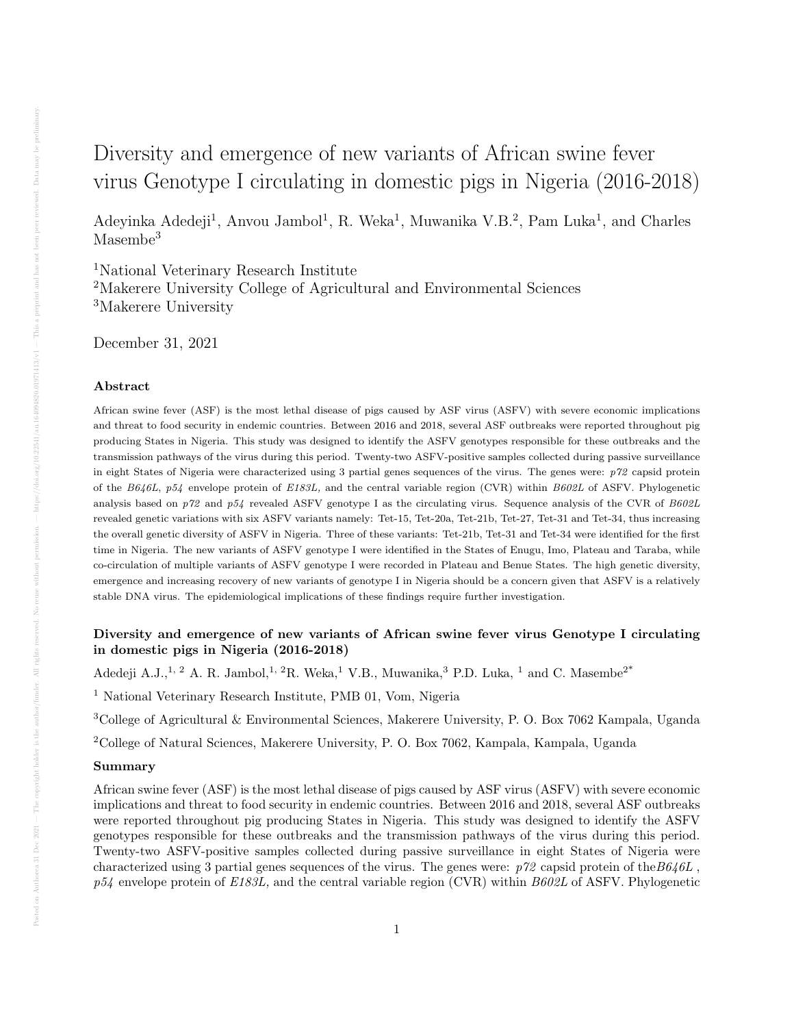# Diversity and emergence of new variants of African swine fever virus Genotype I circulating in domestic pigs in Nigeria (2016-2018)

Adeyinka Adedeji[1], Anvou Jambol[1], R. Weka[1], Muwanika V.B.[2], Pam Luka[1], and Charles Masembe[3]

[1]National Veterinary Research Institute
[2]Makerere University College of Agricultural and Environmental Sciences
[3]Makerere University

December 31, 2021

## Abstract

African swine fever (ASF) is the most lethal disease of pigs caused by ASF virus (ASFV) with severe economic implications and threat to food security in endemic countries. Between 2016 and 2018, several ASF outbreaks were reported throughout pig producing States in Nigeria. This study was designed to identify the ASFV genotypes responsible for these outbreaks and the transmission pathways of the virus during this period. Twenty-two ASFV-positive samples collected during passive surveillance in eight States of Nigeria were characterized using 3 partial genes sequences of the virus. The genes were: *p72* capsid protein of the *B646L*, *p54* envelope protein of *E183L,* and the central variable region (CVR) within *B602L* of ASFV. Phylogenetic analysis based on *p72* and *p54* revealed ASFV genotype I as the circulating virus. Sequence analysis of the CVR of *B602L* revealed genetic variations with six ASFV variants namely: Tet-15, Tet-20a, Tet-21b, Tet-27, Tet-31 and Tet-34, thus increasing the overall genetic diversity of ASFV in Nigeria. Three of these variants: Tet-21b, Tet-31 and Tet-34 were identified for the first time in Nigeria. The new variants of ASFV genotype I were identified in the States of Enugu, Imo, Plateau and Taraba, while co-circulation of multiple variants of ASFV genotype I were recorded in Plateau and Benue States. The high genetic diversity, emergence and increasing recovery of new variants of genotype I in Nigeria should be a concern given that ASFV is a relatively stable DNA virus. The epidemiological implications of these findings require further investigation.

### Diversity and emergence of new variants of African swine fever virus Genotype I circulating in domestic pigs in Nigeria (2016-2018)

Adedeji A.J.,[1, 2] A. R. Jambol,[1, 2]R. Weka,[1] V.B., Muwanika,[3] P.D. Luka, [1] and C. Masembe[2*]

[1] National Veterinary Research Institute, PMB 01, Vom, Nigeria

[3]College of Agricultural & Environmental Sciences, Makerere University, P. O. Box 7062 Kampala, Uganda

[2]College of Natural Sciences, Makerere University, P. O. Box 7062, Kampala, Kampala, Uganda

### Summary

African swine fever (ASF) is the most lethal disease of pigs caused by ASF virus (ASFV) with severe economic implications and threat to food security in endemic countries. Between 2016 and 2018, several ASF outbreaks were reported throughout pig producing States in Nigeria. This study was designed to identify the ASFV genotypes responsible for these outbreaks and the transmission pathways of the virus during this period. Twenty-two ASFV-positive samples collected during passive surveillance in eight States of Nigeria were characterized using 3 partial genes sequences of the virus. The genes were: *p72* capsid protein of the*B646L* , *p54* envelope protein of *E183L,* and the central variable region (CVR) within *B602L* of ASFV. Phylogenetic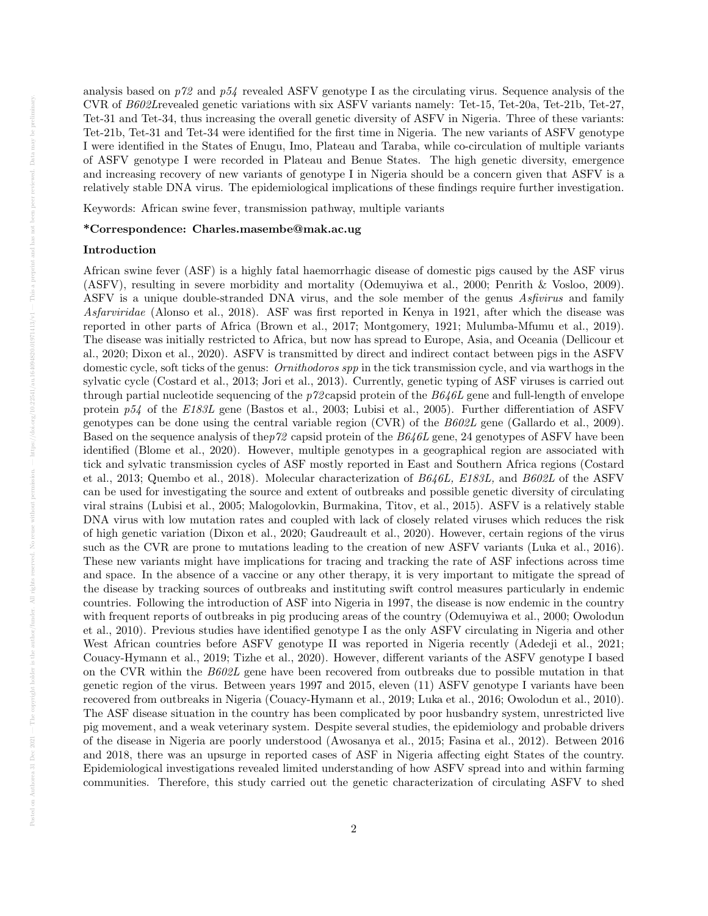analysis based on *p72* and *p54* revealed ASFV genotype I as the circulating virus. Sequence analysis of the CVR of *B602L*revealed genetic variations with six ASFV variants namely: Tet-15, Tet-20a, Tet-21b, Tet-27, Tet-31 and Tet-34, thus increasing the overall genetic diversity of ASFV in Nigeria. Three of these variants: Tet-21b, Tet-31 and Tet-34 were identified for the first time in Nigeria. The new variants of ASFV genotype I were identified in the States of Enugu, Imo, Plateau and Taraba, while co-circulation of multiple variants of ASFV genotype I were recorded in Plateau and Benue States. The high genetic diversity, emergence and increasing recovery of new variants of genotype I in Nigeria should be a concern given that ASFV is a relatively stable DNA virus. The epidemiological implications of these findings require further investigation.

Keywords: African swine fever, transmission pathway, multiple variants

**\*Correspondence: Charles.masembe@mak.ac.ug**

## Introduction

African swine fever (ASF) is a highly fatal haemorrhagic disease of domestic pigs caused by the ASF virus (ASFV), resulting in severe morbidity and mortality (Odemuyiwa et al., 2000; Penrith & Vosloo, 2009). ASFV is a unique double-stranded DNA virus, and the sole member of the genus *Asfivirus* and family *Asfarviridae* (Alonso et al., 2018). ASF was first reported in Kenya in 1921, after which the disease was reported in other parts of Africa (Brown et al., 2017; Montgomery, 1921; Mulumba-Mfumu et al., 2019). The disease was initially restricted to Africa, but now has spread to Europe, Asia, and Oceania (Dellicour et al., 2020; Dixon et al., 2020). ASFV is transmitted by direct and indirect contact between pigs in the ASFV domestic cycle, soft ticks of the genus: *Ornithodoros spp* in the tick transmission cycle, and via warthogs in the sylvatic cycle (Costard et al., 2013; Jori et al., 2013). Currently, genetic typing of ASF viruses is carried out through partial nucleotide sequencing of the *p72*capsid protein of the *B646L* gene and full-length of envelope protein *p54* of the *E183L* gene (Bastos et al., 2003; Lubisi et al., 2005). Further differentiation of ASFV genotypes can be done using the central variable region (CVR) of the *B602L* gene (Gallardo et al., 2009). Based on the sequence analysis of the*p72* capsid protein of the *B646L* gene, 24 genotypes of ASFV have been identified (Blome et al., 2020). However, multiple genotypes in a geographical region are associated with tick and sylvatic transmission cycles of ASF mostly reported in East and Southern Africa regions (Costard et al., 2013; Quembo et al., 2018). Molecular characterization of *B646L, E183L,* and *B602L* of the ASFV can be used for investigating the source and extent of outbreaks and possible genetic diversity of circulating viral strains (Lubisi et al., 2005; Malogolovkin, Burmakina, Titov, et al., 2015). ASFV is a relatively stable DNA virus with low mutation rates and coupled with lack of closely related viruses which reduces the risk of high genetic variation (Dixon et al., 2020; Gaudreault et al., 2020). However, certain regions of the virus such as the CVR are prone to mutations leading to the creation of new ASFV variants (Luka et al., 2016). These new variants might have implications for tracing and tracking the rate of ASF infections across time and space. In the absence of a vaccine or any other therapy, it is very important to mitigate the spread of the disease by tracking sources of outbreaks and instituting swift control measures particularly in endemic countries. Following the introduction of ASF into Nigeria in 1997, the disease is now endemic in the country with frequent reports of outbreaks in pig producing areas of the country (Odemuyiwa et al., 2000; Owolodun et al., 2010). Previous studies have identified genotype I as the only ASFV circulating in Nigeria and other West African countries before ASFV genotype II was reported in Nigeria recently (Adedeji et al., 2021; Couacy-Hymann et al., 2019; Tizhe et al., 2020). However, different variants of the ASFV genotype I based on the CVR within the *B602L* gene have been recovered from outbreaks due to possible mutation in that genetic region of the virus. Between years 1997 and 2015, eleven (11) ASFV genotype I variants have been recovered from outbreaks in Nigeria (Couacy-Hymann et al., 2019; Luka et al., 2016; Owolodun et al., 2010). The ASF disease situation in the country has been complicated by poor husbandry system, unrestricted live pig movement, and a weak veterinary system. Despite several studies, the epidemiology and probable drivers of the disease in Nigeria are poorly understood (Awosanya et al., 2015; Fasina et al., 2012). Between 2016 and 2018, there was an upsurge in reported cases of ASF in Nigeria affecting eight States of the country. Epidemiological investigations revealed limited understanding of how ASFV spread into and within farming communities. Therefore, this study carried out the genetic characterization of circulating ASFV to shed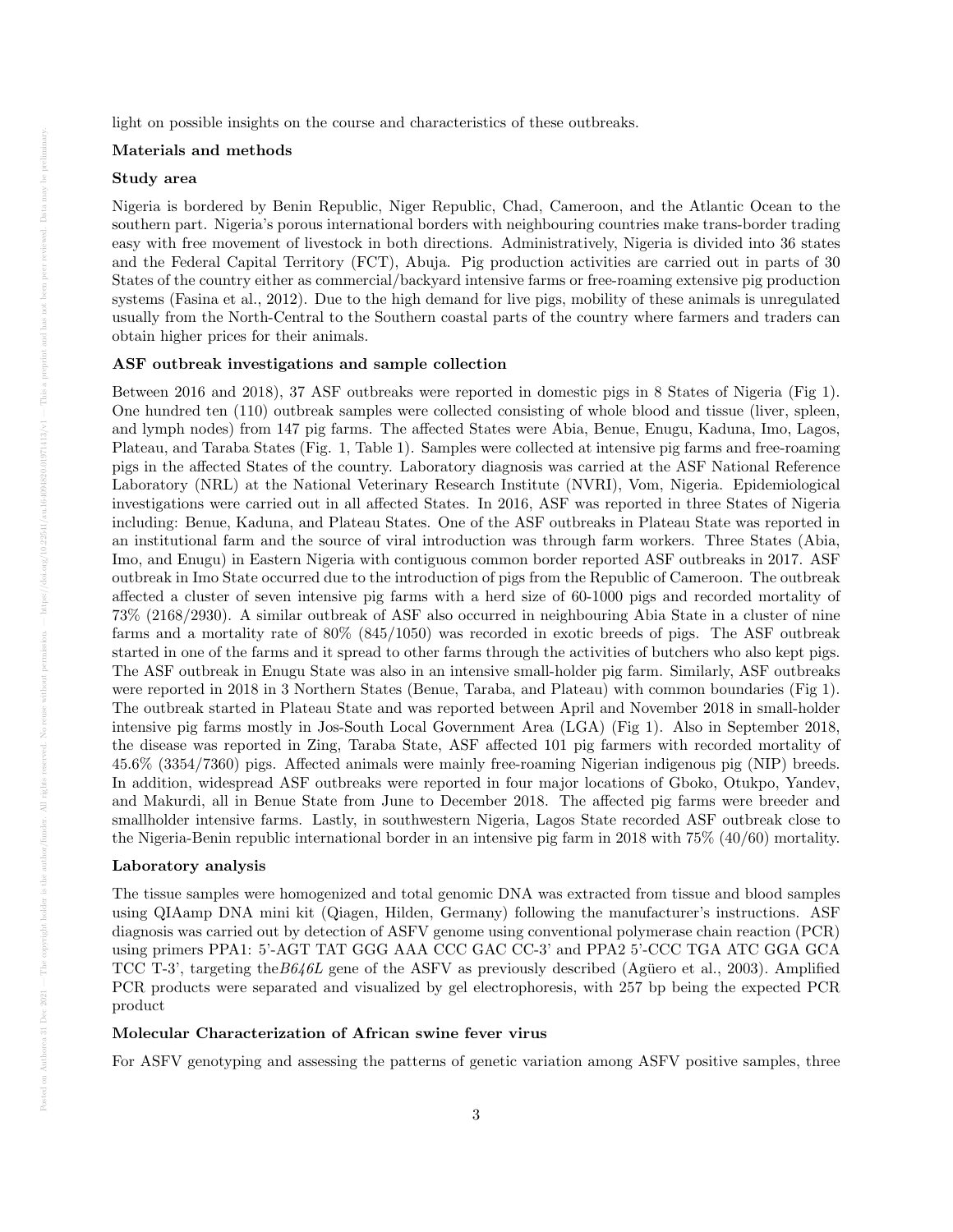light on possible insights on the course and characteristics of these outbreaks.

## Materials and methods

### Study area

Nigeria is bordered by Benin Republic, Niger Republic, Chad, Cameroon, and the Atlantic Ocean to the southern part. Nigeria's porous international borders with neighbouring countries make trans-border trading easy with free movement of livestock in both directions. Administratively, Nigeria is divided into 36 states and the Federal Capital Territory (FCT), Abuja. Pig production activities are carried out in parts of 30 States of the country either as commercial/backyard intensive farms or free-roaming extensive pig production systems (Fasina et al., 2012). Due to the high demand for live pigs, mobility of these animals is unregulated usually from the North-Central to the Southern coastal parts of the country where farmers and traders can obtain higher prices for their animals.

### ASF outbreak investigations and sample collection

Between 2016 and 2018), 37 ASF outbreaks were reported in domestic pigs in 8 States of Nigeria (Fig 1). One hundred ten (110) outbreak samples were collected consisting of whole blood and tissue (liver, spleen, and lymph nodes) from 147 pig farms. The affected States were Abia, Benue, Enugu, Kaduna, Imo, Lagos, Plateau, and Taraba States (Fig. 1, Table 1). Samples were collected at intensive pig farms and free-roaming pigs in the affected States of the country. Laboratory diagnosis was carried at the ASF National Reference Laboratory (NRL) at the National Veterinary Research Institute (NVRI), Vom, Nigeria. Epidemiological investigations were carried out in all affected States. In 2016, ASF was reported in three States of Nigeria including: Benue, Kaduna, and Plateau States. One of the ASF outbreaks in Plateau State was reported in an institutional farm and the source of viral introduction was through farm workers. Three States (Abia, Imo, and Enugu) in Eastern Nigeria with contiguous common border reported ASF outbreaks in 2017. ASF outbreak in Imo State occurred due to the introduction of pigs from the Republic of Cameroon. The outbreak affected a cluster of seven intensive pig farms with a herd size of 60-1000 pigs and recorded mortality of 73% (2168/2930). A similar outbreak of ASF also occurred in neighbouring Abia State in a cluster of nine farms and a mortality rate of 80% (845/1050) was recorded in exotic breeds of pigs. The ASF outbreak started in one of the farms and it spread to other farms through the activities of butchers who also kept pigs. The ASF outbreak in Enugu State was also in an intensive small-holder pig farm. Similarly, ASF outbreaks were reported in 2018 in 3 Northern States (Benue, Taraba, and Plateau) with common boundaries (Fig 1). The outbreak started in Plateau State and was reported between April and November 2018 in small-holder intensive pig farms mostly in Jos-South Local Government Area (LGA) (Fig 1). Also in September 2018, the disease was reported in Zing, Taraba State, ASF affected 101 pig farmers with recorded mortality of 45.6% (3354/7360) pigs. Affected animals were mainly free-roaming Nigerian indigenous pig (NIP) breeds. In addition, widespread ASF outbreaks were reported in four major locations of Gboko, Otukpo, Yandev, and Makurdi, all in Benue State from June to December 2018. The affected pig farms were breeder and smallholder intensive farms. Lastly, in southwestern Nigeria, Lagos State recorded ASF outbreak close to the Nigeria-Benin republic international border in an intensive pig farm in 2018 with 75% (40/60) mortality.

### Laboratory analysis

The tissue samples were homogenized and total genomic DNA was extracted from tissue and blood samples using QIAamp DNA mini kit (Qiagen, Hilden, Germany) following the manufacturer's instructions. ASF diagnosis was carried out by detection of ASFV genome using conventional polymerase chain reaction (PCR) using primers PPA1: 5'-AGT TAT GGG AAA CCC GAC CC-3' and PPA2 5'-CCC TGA ATC GGA GCA TCC T-3', targeting the*B646L* gene of the ASFV as previously described (Agüero et al., 2003). Amplified PCR products were separated and visualized by gel electrophoresis, with 257 bp being the expected PCR product

### Molecular Characterization of African swine fever virus

For ASFV genotyping and assessing the patterns of genetic variation among ASFV positive samples, three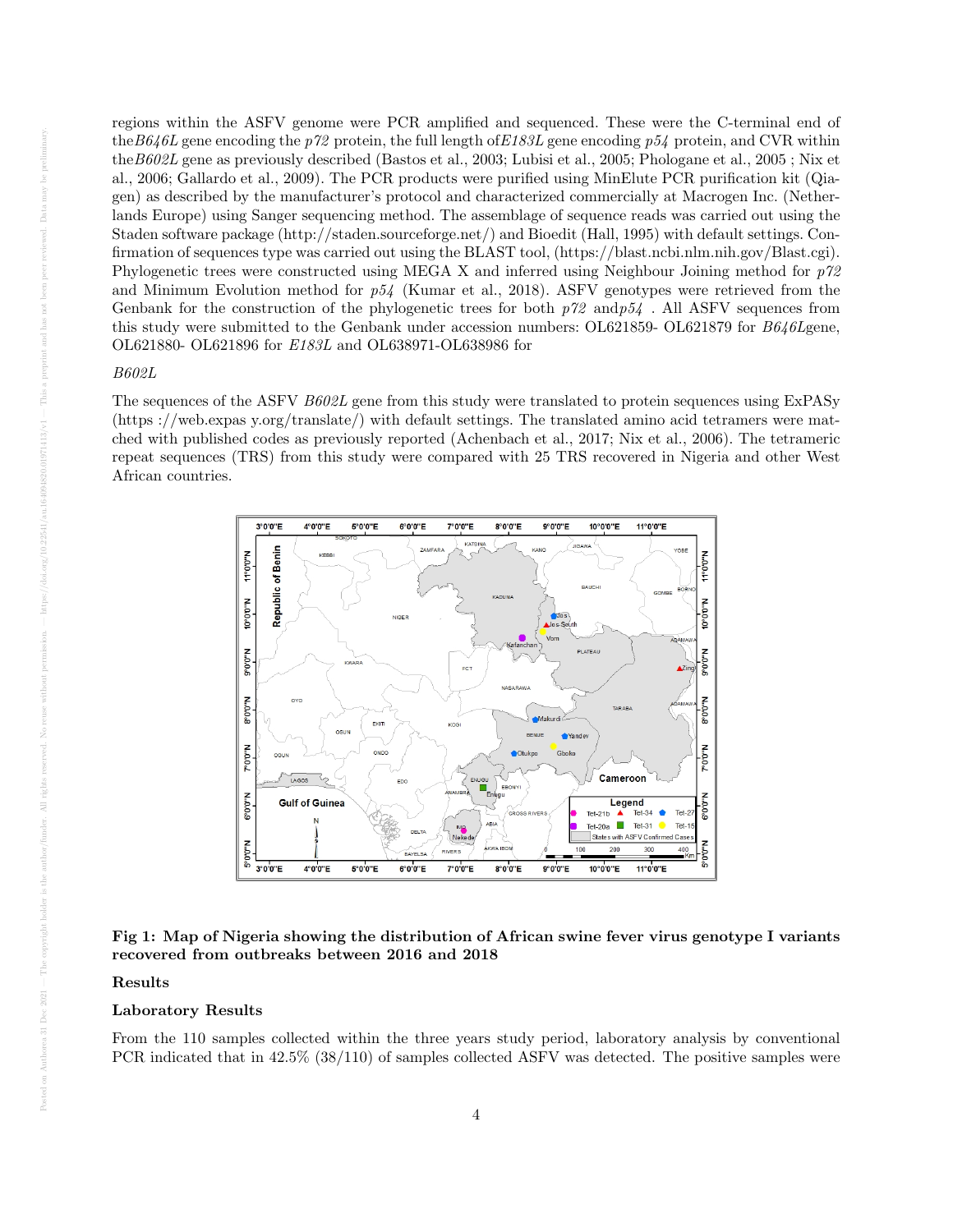regions within the ASFV genome were PCR amplified and sequenced. These were the C-terminal end of the*B646L* gene encoding the *p72* protein, the full length of*E183L* gene encoding *p54* protein, and CVR within the*B602L* gene as previously described (Bastos et al., 2003; Lubisi et al., 2005; Phologane et al., 2005 ; Nix et al., 2006; Gallardo et al., 2009). The PCR products were purified using MinElute PCR purification kit (Qiagen) as described by the manufacturer's protocol and characterized commercially at Macrogen Inc. (Netherlands Europe) using Sanger sequencing method. The assemblage of sequence reads was carried out using the Staden software package (http://staden.sourceforge.net/) and Bioedit (Hall, 1995) with default settings. Confirmation of sequences type was carried out using the BLAST tool, (https://blast.ncbi.nlm.nih.gov/Blast.cgi). Phylogenetic trees were constructed using MEGA X and inferred using Neighbour Joining method for *p72* and Minimum Evolution method for *p54* (Kumar et al., 2018). ASFV genotypes were retrieved from the Genbank for the construction of the phylogenetic trees for both *p72* and*p54* . All ASFV sequences from this study were submitted to the Genbank under accession numbers: OL621859- OL621879 for *B646L*gene, OL621880- OL621896 for *E183L* and OL638971-OL638986 for

*B602L*

The sequences of the ASFV *B602L* gene from this study were translated to protein sequences using ExPASy (https ://web.expas y.org/translate/) with default settings. The translated amino acid tetramers were matched with published codes as previously reported (Achenbach et al., 2017; Nix et al., 2006). The tetrameric repeat sequences (TRS) from this study were compared with 25 TRS recovered in Nigeria and other West African countries.

**Fig 1: Map of Nigeria showing the distribution of African swine fever virus genotype I variants recovered from outbreaks between 2016 and 2018**

## Results

### Laboratory Results

From the 110 samples collected within the three years study period, laboratory analysis by conventional PCR indicated that in 42.5% (38/110) of samples collected ASFV was detected. The positive samples were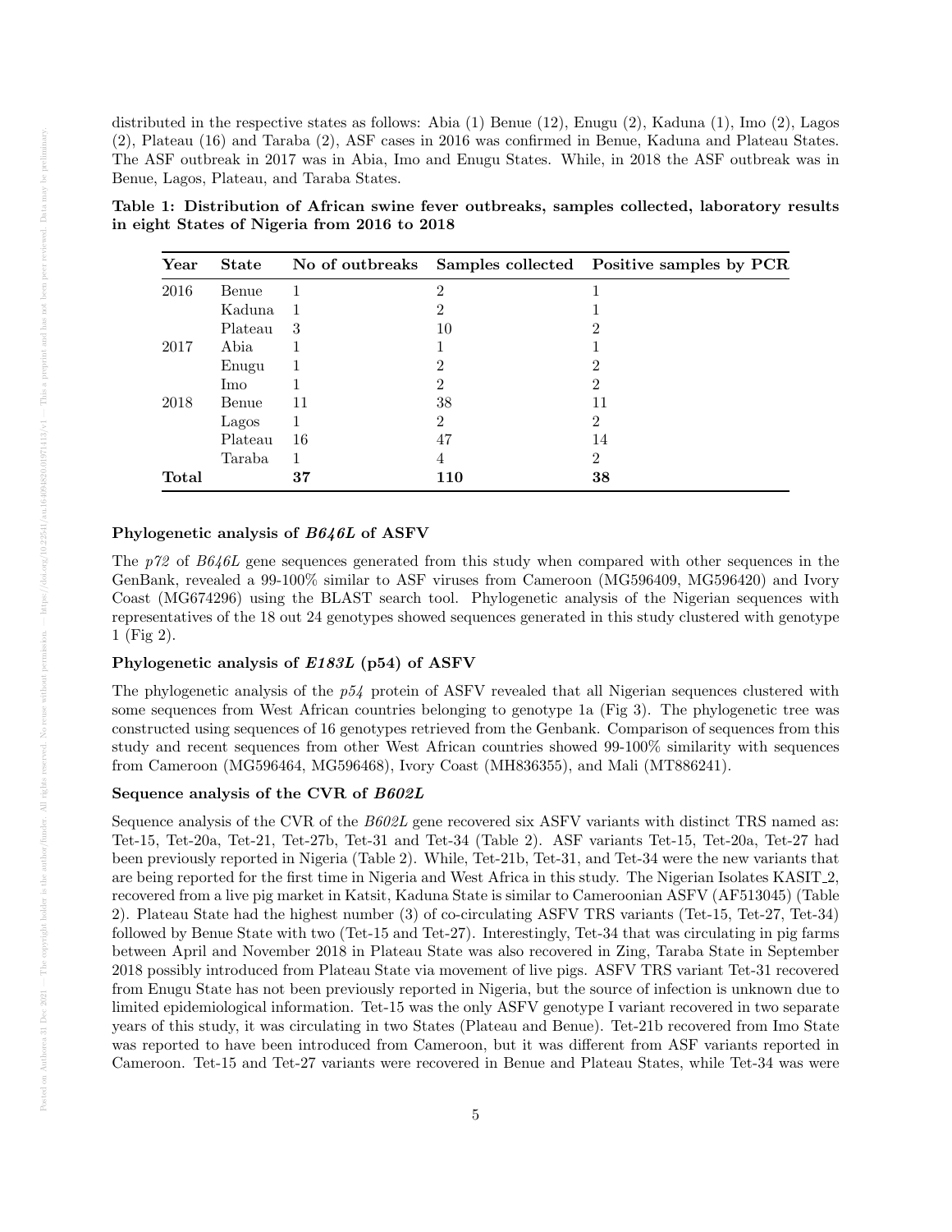distributed in the respective states as follows: Abia (1) Benue (12), Enugu (2), Kaduna (1), Imo (2), Lagos (2), Plateau (16) and Taraba (2), ASF cases in 2016 was confirmed in Benue, Kaduna and Plateau States. The ASF outbreak in 2017 was in Abia, Imo and Enugu States. While, in 2018 the ASF outbreak was in Benue, Lagos, Plateau, and Taraba States.

**Table 1: Distribution of African swine fever outbreaks, samples collected, laboratory results in eight States of Nigeria from 2016 to 2018**

| Year | State | No of outbreaks | Samples collected | Positive samples by PCR |
|---|---|---|---|---|
| 2016 | Benue | 1 | 2 | 1 |
| | Kaduna | 1 | 2 | 1 |
| | Plateau | 3 | 10 | 2 |
| 2017 | Abia | 1 | 1 | 1 |
| | Enugu | 1 | 2 | 2 |
| | Imo | 1 | 2 | 2 |
| 2018 | Benue | 11 | 38 | 11 |
| | Lagos | 1 | 2 | 2 |
| | Plateau | 16 | 47 | 14 |
| | Taraba | 1 | 4 | 2 |
| **Total** | | **37** | **110** | **38** |

### Phylogenetic analysis of *B646L* of ASFV

The *p72* of *B646L* gene sequences generated from this study when compared with other sequences in the GenBank, revealed a 99-100% similar to ASF viruses from Cameroon (MG596409, MG596420) and Ivory Coast (MG674296) using the BLAST search tool. Phylogenetic analysis of the Nigerian sequences with representatives of the 18 out 24 genotypes showed sequences generated in this study clustered with genotype 1 (Fig 2).

### Phylogenetic analysis of *E183L* (p54) of ASFV

The phylogenetic analysis of the *p54* protein of ASFV revealed that all Nigerian sequences clustered with some sequences from West African countries belonging to genotype 1a (Fig 3). The phylogenetic tree was constructed using sequences of 16 genotypes retrieved from the Genbank. Comparison of sequences from this study and recent sequences from other West African countries showed 99-100% similarity with sequences from Cameroon (MG596464, MG596468), Ivory Coast (MH836355), and Mali (MT886241).

### Sequence analysis of the CVR of *B602L*

Sequence analysis of the CVR of the *B602L* gene recovered six ASFV variants with distinct TRS named as: Tet-15, Tet-20a, Tet-21, Tet-27b, Tet-31 and Tet-34 (Table 2). ASF variants Tet-15, Tet-20a, Tet-27 had been previously reported in Nigeria (Table 2). While, Tet-21b, Tet-31, and Tet-34 were the new variants that are being reported for the first time in Nigeria and West Africa in this study. The Nigerian Isolates KASIT_2, recovered from a live pig market in Katsit, Kaduna State is similar to Cameroonian ASFV (AF513045) (Table 2). Plateau State had the highest number (3) of co-circulating ASFV TRS variants (Tet-15, Tet-27, Tet-34) followed by Benue State with two (Tet-15 and Tet-27). Interestingly, Tet-34 that was circulating in pig farms between April and November 2018 in Plateau State was also recovered in Zing, Taraba State in September 2018 possibly introduced from Plateau State via movement of live pigs. ASFV TRS variant Tet-31 recovered from Enugu State has not been previously reported in Nigeria, but the source of infection is unknown due to limited epidemiological information. Tet-15 was the only ASFV genotype I variant recovered in two separate years of this study, it was circulating in two States (Plateau and Benue). Tet-21b recovered from Imo State was reported to have been introduced from Cameroon, but it was different from ASF variants reported in Cameroon. Tet-15 and Tet-27 variants were recovered in Benue and Plateau States, while Tet-34 was were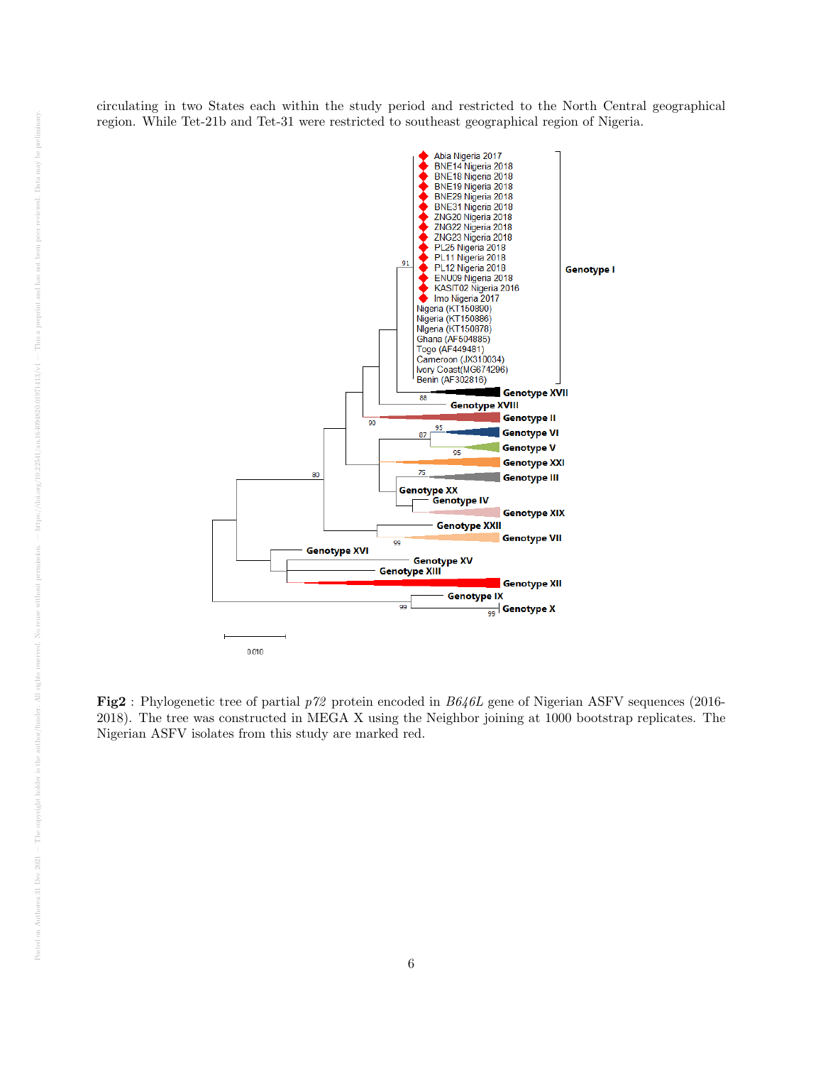circulating in two States each within the study period and restricted to the North Central geographical region. While Tet-21b and Tet-31 were restricted to southeast geographical region of Nigeria.

**Fig2** : Phylogenetic tree of partial *p72* protein encoded in *B646L* gene of Nigerian ASFV sequences (2016-2018). The tree was constructed in MEGA X using the Neighbor joining at 1000 bootstrap replicates. The Nigerian ASFV isolates from this study are marked red.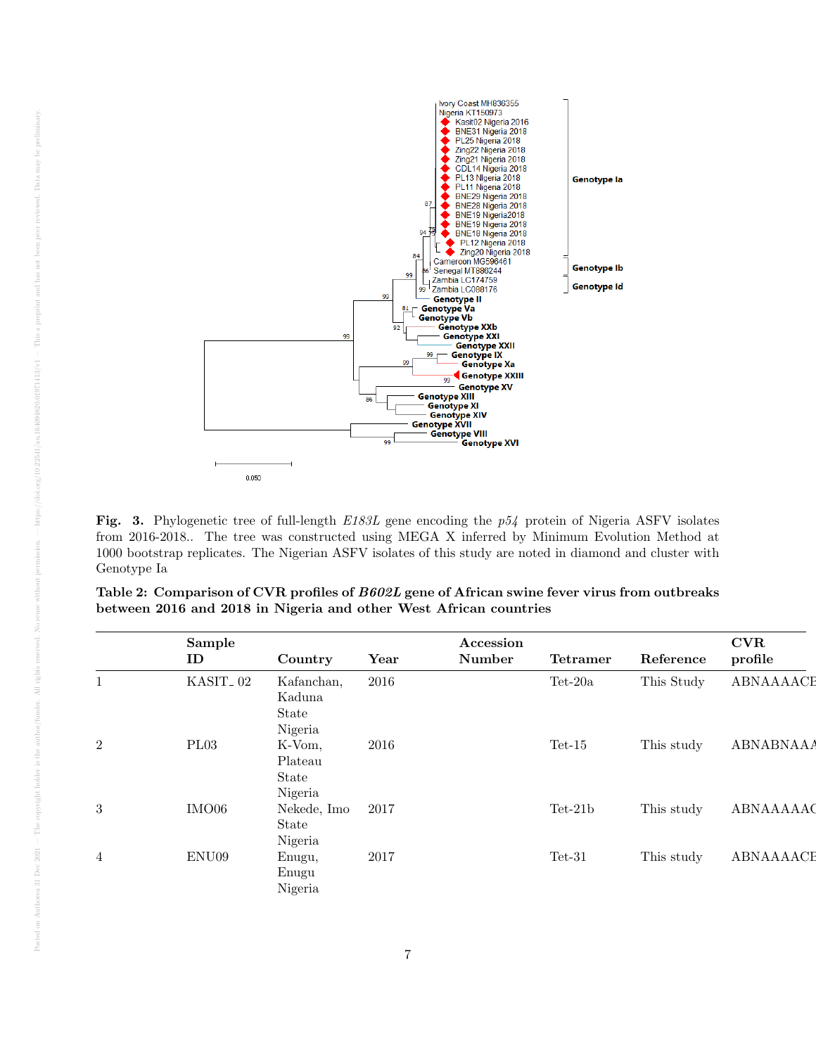**Fig. 3.** Phylogenetic tree of full-length *E183L* gene encoding the *p54* protein of Nigeria ASFV isolates from 2016-2018.. The tree was constructed using MEGA X inferred by Minimum Evolution Method at 1000 bootstrap replicates. The Nigerian ASFV isolates of this study are noted in diamond and cluster with Genotype Ia

**Table 2: Comparison of CVR profiles of *B602L* gene of African swine fever virus from outbreaks between 2016 and 2018 in Nigeria and other West African countries**

| | Sample ID | Country | Year | Accession Number | Tetramer | Reference | CVR profile |
|---|---|---|---|---|---|---|---|
| 1 | KASIT_ 02 | Kafanchan, Kaduna State Nigeria | 2016 | | Tet-20a | This Study | ABNAAAACE |
| 2 | PL03 | K-Vom, Plateau State Nigeria | 2016 | | Tet-15 | This study | ABNABNAAA |
| 3 | IMO06 | Nekede, Imo State Nigeria | 2017 | | Tet-21b | This study | ABNAAAAAC |
| 4 | ENU09 | Enugu, Enugu Nigeria | 2017 | | Tet-31 | This study | ABNAAACE |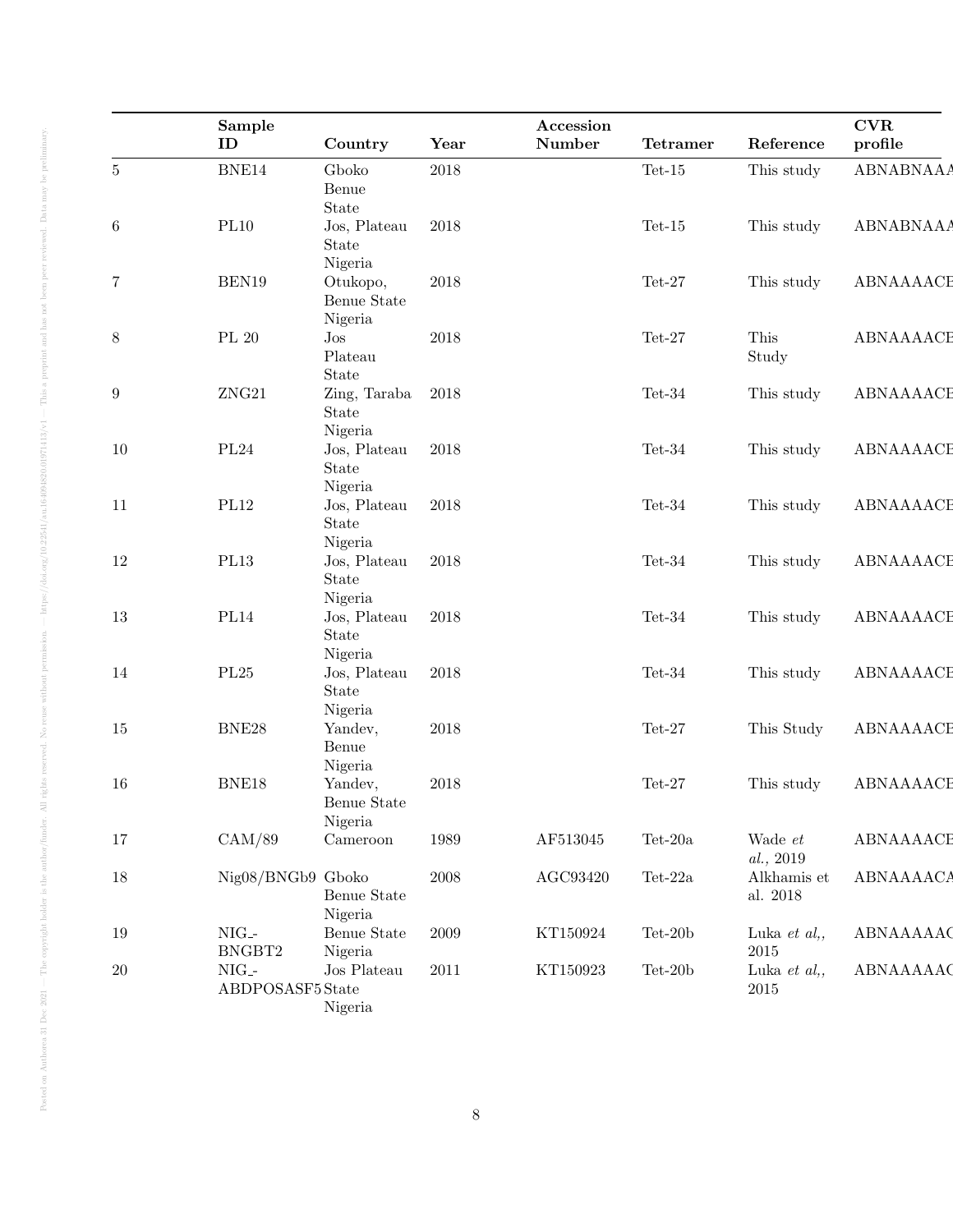| | Sample ID | Country | Year | Accession Number | Tetramer | Reference | CVR profile |
|---|---|---|---|---|---|---|---|
| 5 | BNE14 | Gboko Benue State | 2018 | | Tet-15 | This study | ABNABNAAA |
| 6 | PL10 | Jos, Plateau State Nigeria | 2018 | | Tet-15 | This study | ABNABNAAA |
| 7 | BEN19 | Otukopo, Benue State Nigeria | 2018 | | Tet-27 | This study | ABNAAAACE |
| 8 | PL 20 | Jos Plateau State | 2018 | | Tet-27 | This Study | ABNAAAACE |
| 9 | ZNG21 | Zing, Taraba State Nigeria | 2018 | | Tet-34 | This study | ABNAAAACE |
| 10 | PL24 | Jos, Plateau State Nigeria | 2018 | | Tet-34 | This study | ABNAAAACE |
| 11 | PL12 | Jos, Plateau State Nigeria | 2018 | | Tet-34 | This study | ABNAAAACE |
| 12 | PL13 | Jos, Plateau State Nigeria | 2018 | | Tet-34 | This study | ABNAAAACE |
| 13 | PL14 | Jos, Plateau State Nigeria | 2018 | | Tet-34 | This study | ABNAAAACE |
| 14 | PL25 | Jos, Plateau State Nigeria | 2018 | | Tet-34 | This study | ABNAAAACE |
| 15 | BNE28 | Yandev, Benue Nigeria | 2018 | | Tet-27 | This Study | ABNAAAACE |
| 16 | BNE18 | Yandev, Benue State Nigeria | 2018 | | Tet-27 | This study | ABNAAAACE |
| 17 | CAM/89 | Cameroon | 1989 | AF513045 | Tet-20a | Wade *et al.,* 2019 | ABNAAAACE |
| 18 | Nig08/BNGb9 | Gboko Benue State Nigeria | 2008 | AGC93420 | Tet-22a | Alkhamis et al. 2018 | ABNAAAACA |
| 19 | NIG_-BNGBT2 | Benue State Nigeria | 2009 | KT150924 | Tet-20b | Luka *et al,,* 2015 | ABNAAAAC |
| 20 | NIG_-ABDPOSASF5 | Jos Plateau State Nigeria | 2011 | KT150923 | Tet-20b | Luka *et al,,* 2015 | ABNAAAAC |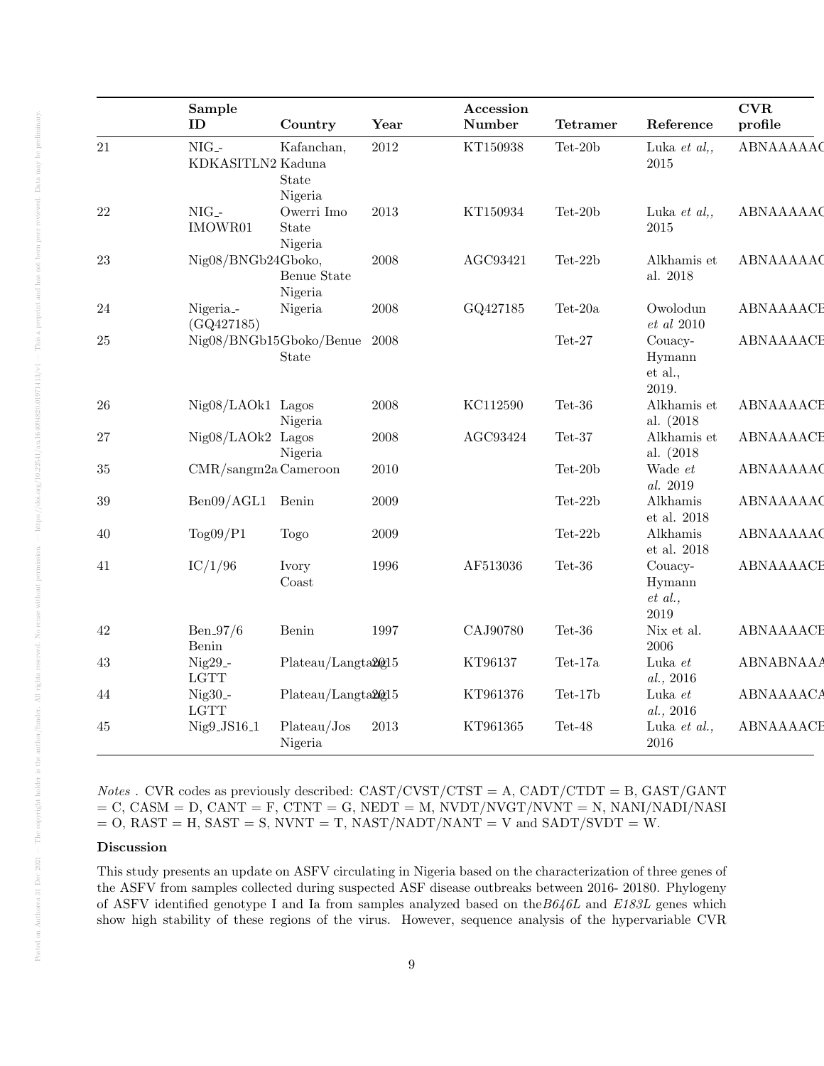| | Sample ID | Country | Year | Accession Number | Tetramer | Reference | CVR profile |
|---|---|---|---|---|---|---|---|
| 21 | NIG_-KDKASITLN2 | Kafanchan, Kaduna State Nigeria | 2012 | KT150938 | Tet-20b | Luka *et al,*, 2015 | ABNAAAAAC |
| 22 | NIG_-IMOWR01 | Owerri Imo State Nigeria | 2013 | KT150934 | Tet-20b | Luka *et al,*, 2015 | ABNAAAAAC |
| 23 | Nig08/BNGb24 | Gboko, Benue State Nigeria | 2008 | AGC93421 | Tet-22b | Alkhamis et al. 2018 | ABNAAAAAC |
| 24 | Nigeria_-(GQ427185) | Nigeria | 2008 | GQ427185 | Tet-20a | Owolodun *et al* 2010 | ABNAAAACE |
| 25 | Nig08/BNGb15 | Gboko/Benue State | 2008 | | Tet-27 | Couacy-Hymann et al., 2019. | ABNAAAACE |
| 26 | Nig08/LAOk1 | Lagos Nigeria | 2008 | KC112590 | Tet-36 | Alkhamis et al. (2018 | ABNAAAACE |
| 27 | Nig08/LAOk2 | Lagos Nigeria | 2008 | AGC93424 | Tet-37 | Alkhamis et al. (2018 | ABNAAAACE |
| 35 | CMR/sangm2a | Cameroon | 2010 | | Tet-20b | Wade *et al.* 2019 | ABNAAAAAC |
| 39 | Ben09/AGL1 | Benin | 2009 | | Tet-22b | Alkhamis et al. 2018 | ABNAAAAAC |
| 40 | Tog09/P1 | Togo | 2009 | | Tet-22b | Alkhamis et al. 2018 | ABNAAAAAC |
| 41 | IC/1/96 | Ivory Coast | 1996 | AF513036 | Tet-36 | Couacy-Hymann *et al.*, 2019 | ABNAAAACE |
| 42 | Ben_97/6 Benin | Benin | 1997 | CAJ90780 | Tet-36 | Nix et al. 2006 | ABNAAAACE |
| 43 | Nig29_-LGTT | Plateau/Langtang | 2015 | KT96137 | Tet-17a | Luka *et al.*, 2016 | ABNABNAAA |
| 44 | Nig30_-LGTT | Plateau/Langtang | 2015 | KT961376 | Tet-17b | Luka *et al.*, 2016 | ABNAAAACA |
| 45 | Nig9_JS16_1 | Plateau/Jos Nigeria | 2013 | KT961365 | Tet-48 | Luka *et al.*, 2016 | ABNAAAACE |

*Notes* . CVR codes as previously described: CAST/CVST/CTST = A, CADT/CTDT = B, GAST/GANT = C, CASM = D, CANT = F, CTNT = G, NEDT = M, NVDT/NVGT/NVNT = N, NANI/NADI/NASI = O, RAST = H, SAST = S, NVNT = T, NAST/NADT/NANT = V and SADT/SVDT = W.

## Discussion

This study presents an update on ASFV circulating in Nigeria based on the characterization of three genes of the ASFV from samples collected during suspected ASF disease outbreaks between 2016- 20180. Phylogeny of ASFV identified genotype I and Ia from samples analyzed based on the *B646L* and *E183L* genes which show high stability of these regions of the virus. However, sequence analysis of the hypervariable CVR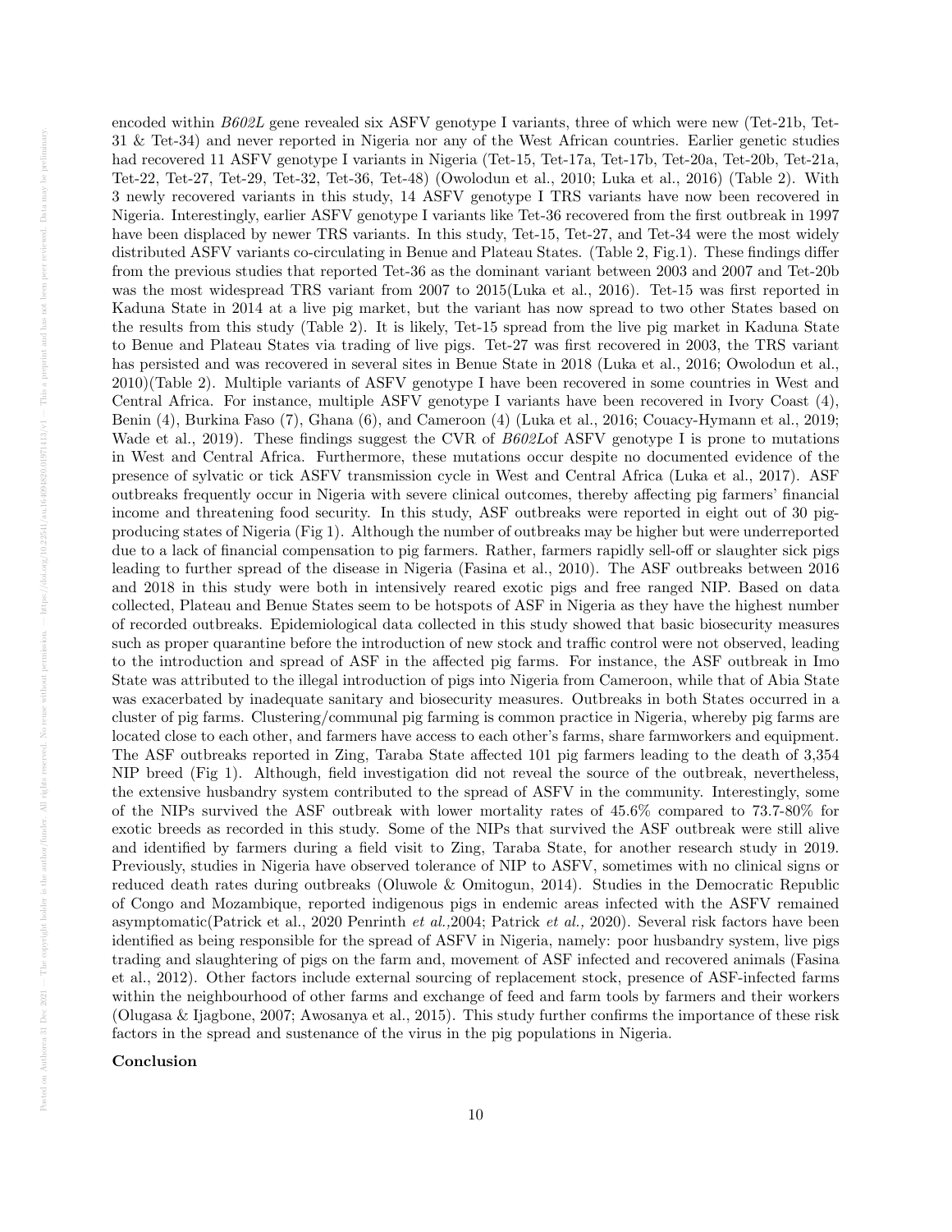encoded within *B602L* gene revealed six ASFV genotype I variants, three of which were new (Tet-21b, Tet-31 & Tet-34) and never reported in Nigeria nor any of the West African countries. Earlier genetic studies had recovered 11 ASFV genotype I variants in Nigeria (Tet-15, Tet-17a, Tet-17b, Tet-20a, Tet-20b, Tet-21a, Tet-22, Tet-27, Tet-29, Tet-32, Tet-36, Tet-48) (Owolodun et al., 2010; Luka et al., 2016) (Table 2). With 3 newly recovered variants in this study, 14 ASFV genotype I TRS variants have now been recovered in Nigeria. Interestingly, earlier ASFV genotype I variants like Tet-36 recovered from the first outbreak in 1997 have been displaced by newer TRS variants. In this study, Tet-15, Tet-27, and Tet-34 were the most widely distributed ASFV variants co-circulating in Benue and Plateau States. (Table 2, Fig.1). These findings differ from the previous studies that reported Tet-36 as the dominant variant between 2003 and 2007 and Tet-20b was the most widespread TRS variant from 2007 to 2015(Luka et al., 2016). Tet-15 was first reported in Kaduna State in 2014 at a live pig market, but the variant has now spread to two other States based on the results from this study (Table 2). It is likely, Tet-15 spread from the live pig market in Kaduna State to Benue and Plateau States via trading of live pigs. Tet-27 was first recovered in 2003, the TRS variant has persisted and was recovered in several sites in Benue State in 2018 (Luka et al., 2016; Owolodun et al., 2010)(Table 2). Multiple variants of ASFV genotype I have been recovered in some countries in West and Central Africa. For instance, multiple ASFV genotype I variants have been recovered in Ivory Coast (4), Benin (4), Burkina Faso (7), Ghana (6), and Cameroon (4) (Luka et al., 2016; Couacy-Hymann et al., 2019; Wade et al., 2019). These findings suggest the CVR of *B602L*of ASFV genotype I is prone to mutations in West and Central Africa. Furthermore, these mutations occur despite no documented evidence of the presence of sylvatic or tick ASFV transmission cycle in West and Central Africa (Luka et al., 2017). ASF outbreaks frequently occur in Nigeria with severe clinical outcomes, thereby affecting pig farmers' financial income and threatening food security. In this study, ASF outbreaks were reported in eight out of 30 pig-producing states of Nigeria (Fig 1). Although the number of outbreaks may be higher but were underreported due to a lack of financial compensation to pig farmers. Rather, farmers rapidly sell-off or slaughter sick pigs leading to further spread of the disease in Nigeria (Fasina et al., 2010). The ASF outbreaks between 2016 and 2018 in this study were both in intensively reared exotic pigs and free ranged NIP. Based on data collected, Plateau and Benue States seem to be hotspots of ASF in Nigeria as they have the highest number of recorded outbreaks. Epidemiological data collected in this study showed that basic biosecurity measures such as proper quarantine before the introduction of new stock and traffic control were not observed, leading to the introduction and spread of ASF in the affected pig farms. For instance, the ASF outbreak in Imo State was attributed to the illegal introduction of pigs into Nigeria from Cameroon, while that of Abia State was exacerbated by inadequate sanitary and biosecurity measures. Outbreaks in both States occurred in a cluster of pig farms. Clustering/communal pig farming is common practice in Nigeria, whereby pig farms are located close to each other, and farmers have access to each other's farms, share farmworkers and equipment. The ASF outbreaks reported in Zing, Taraba State affected 101 pig farmers leading to the death of 3,354 NIP breed (Fig 1). Although, field investigation did not reveal the source of the outbreak, nevertheless, the extensive husbandry system contributed to the spread of ASFV in the community. Interestingly, some of the NIPs survived the ASF outbreak with lower mortality rates of 45.6% compared to 73.7-80% for exotic breeds as recorded in this study. Some of the NIPs that survived the ASF outbreak were still alive and identified by farmers during a field visit to Zing, Taraba State, for another research study in 2019. Previously, studies in Nigeria have observed tolerance of NIP to ASFV, sometimes with no clinical signs or reduced death rates during outbreaks (Oluwole & Omitogun, 2014). Studies in the Democratic Republic of Congo and Mozambique, reported indigenous pigs in endemic areas infected with the ASFV remained asymptomatic(Patrick et al., 2020 Penrinth *et al.,*2004; Patrick *et al.,* 2020). Several risk factors have been identified as being responsible for the spread of ASFV in Nigeria, namely: poor husbandry system, live pigs trading and slaughtering of pigs on the farm and, movement of ASF infected and recovered animals (Fasina et al., 2012). Other factors include external sourcing of replacement stock, presence of ASF-infected farms within the neighbourhood of other farms and exchange of feed and farm tools by farmers and their workers (Olugasa & Ijagbone, 2007; Awosanya et al., 2015). This study further confirms the importance of these risk factors in the spread and sustenance of the virus in the pig populations in Nigeria.

**Conclusion**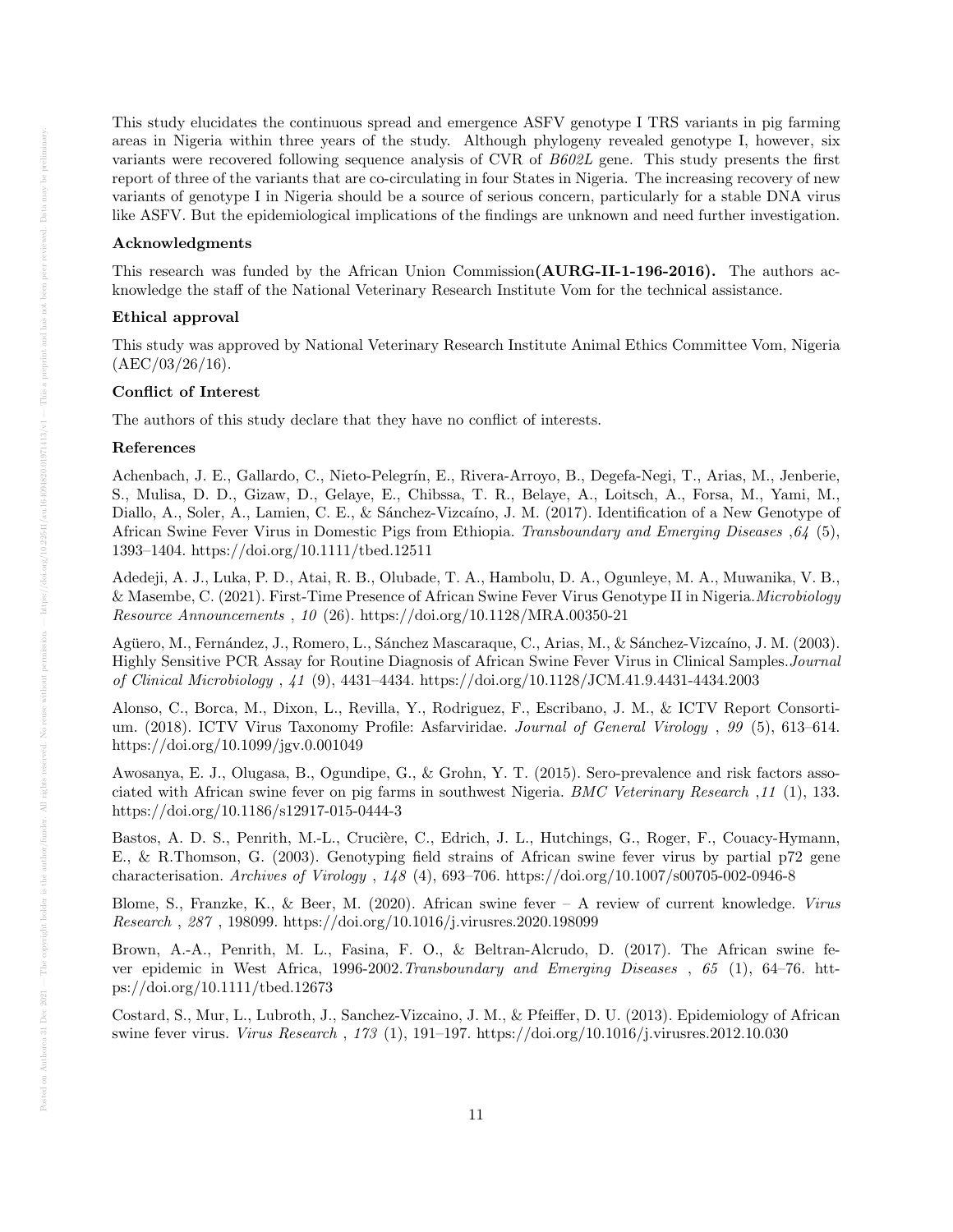This study elucidates the continuous spread and emergence ASFV genotype I TRS variants in pig farming areas in Nigeria within three years of the study. Although phylogeny revealed genotype I, however, six variants were recovered following sequence analysis of CVR of *B602L* gene. This study presents the first report of three of the variants that are co-circulating in four States in Nigeria. The increasing recovery of new variants of genotype I in Nigeria should be a source of serious concern, particularly for a stable DNA virus like ASFV. But the epidemiological implications of the findings are unknown and need further investigation.

### Acknowledgments

This research was funded by the African Union Commission **(AURG-II-1-196-2016).** The authors acknowledge the staff of the National Veterinary Research Institute Vom for the technical assistance.

### Ethical approval

This study was approved by National Veterinary Research Institute Animal Ethics Committee Vom, Nigeria (AEC/03/26/16).

### Conflict of Interest

The authors of this study declare that they have no conflict of interests.

### References

Achenbach, J. E., Gallardo, C., Nieto-Pelegrín, E., Rivera-Arroyo, B., Degefa-Negi, T., Arias, M., Jenberie, S., Mulisa, D. D., Gizaw, D., Gelaye, E., Chibssa, T. R., Belaye, A., Loitsch, A., Forsa, M., Yami, M., Diallo, A., Soler, A., Lamien, C. E., & Sánchez-Vizcaíno, J. M. (2017). Identification of a New Genotype of African Swine Fever Virus in Domestic Pigs from Ethiopia. *Transboundary and Emerging Diseases* ,*64* (5), 1393–1404. https://doi.org/10.1111/tbed.12511

Adedeji, A. J., Luka, P. D., Atai, R. B., Olubade, T. A., Hambolu, D. A., Ogunleye, M. A., Muwanika, V. B., & Masembe, C. (2021). First-Time Presence of African Swine Fever Virus Genotype II in Nigeria.*Microbiology Resource Announcements* , *10* (26). https://doi.org/10.1128/MRA.00350-21

Agüero, M., Fernández, J., Romero, L., Sánchez Mascaraque, C., Arias, M., & Sánchez-Vizcaíno, J. M. (2003). Highly Sensitive PCR Assay for Routine Diagnosis of African Swine Fever Virus in Clinical Samples.*Journal of Clinical Microbiology* , *41* (9), 4431–4434. https://doi.org/10.1128/JCM.41.9.4431-4434.2003

Alonso, C., Borca, M., Dixon, L., Revilla, Y., Rodriguez, F., Escribano, J. M., & ICTV Report Consortium. (2018). ICTV Virus Taxonomy Profile: Asfarviridae. *Journal of General Virology* , *99* (5), 613–614. https://doi.org/10.1099/jgv.0.001049

Awosanya, E. J., Olugasa, B., Ogundipe, G., & Grohn, Y. T. (2015). Sero-prevalence and risk factors associated with African swine fever on pig farms in southwest Nigeria. *BMC Veterinary Research* ,*11* (1), 133. https://doi.org/10.1186/s12917-015-0444-3

Bastos, A. D. S., Penrith, M.-L., Crucière, C., Edrich, J. L., Hutchings, G., Roger, F., Couacy-Hymann, E., & R.Thomson, G. (2003). Genotyping field strains of African swine fever virus by partial p72 gene characterisation. *Archives of Virology* , *148* (4), 693–706. https://doi.org/10.1007/s00705-002-0946-8

Blome, S., Franzke, K., & Beer, M. (2020). African swine fever – A review of current knowledge. *Virus Research* , *287* , 198099. https://doi.org/10.1016/j.virusres.2020.198099

Brown, A.-A., Penrith, M. L., Fasina, F. O., & Beltran-Alcrudo, D. (2017). The African swine fever epidemic in West Africa, 1996-2002.*Transboundary and Emerging Diseases* , *65* (1), 64–76. https://doi.org/10.1111/tbed.12673

Costard, S., Mur, L., Lubroth, J., Sanchez-Vizcaino, J. M., & Pfeiffer, D. U. (2013). Epidemiology of African swine fever virus. *Virus Research* , *173* (1), 191–197. https://doi.org/10.1016/j.virusres.2012.10.030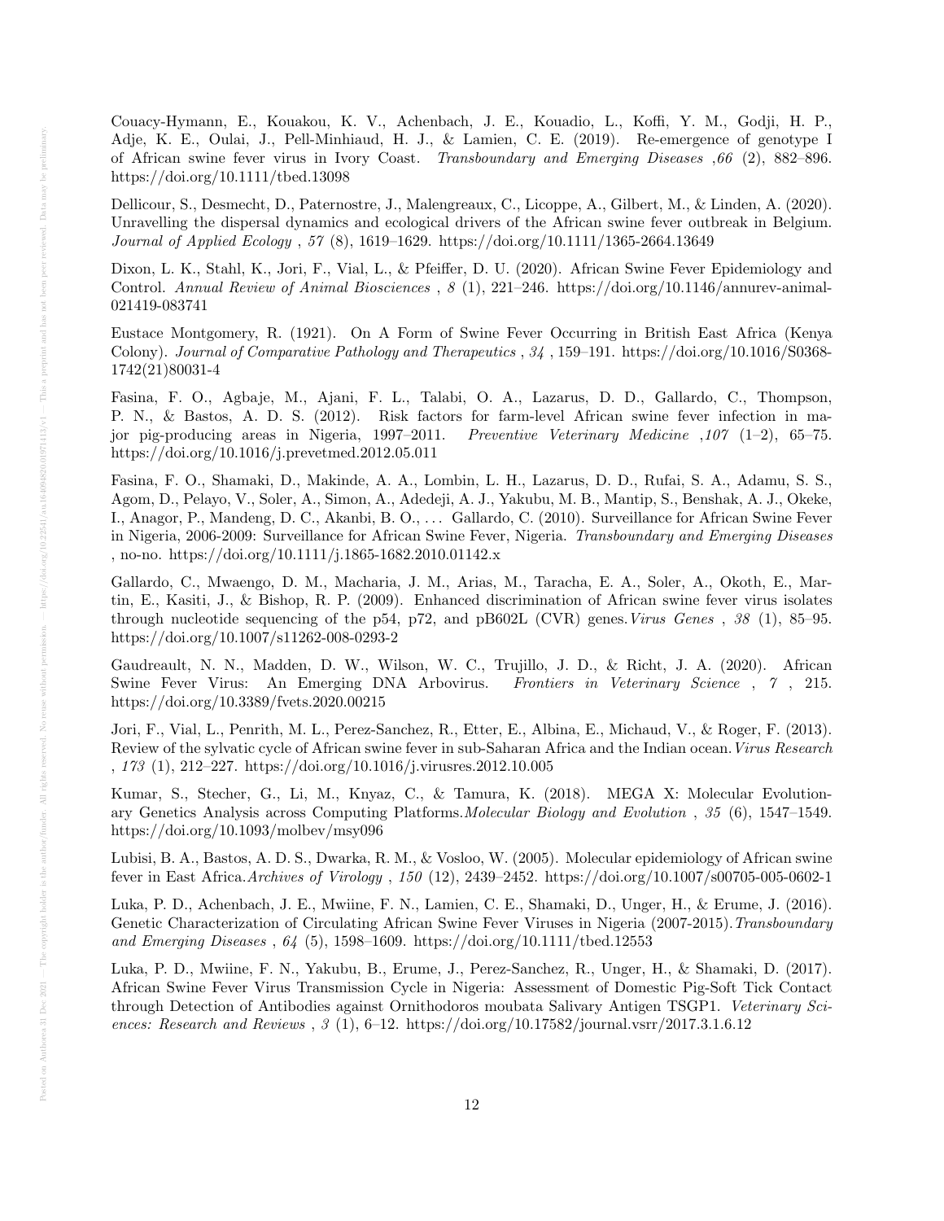Couacy-Hymann, E., Kouakou, K. V., Achenbach, J. E., Kouadio, L., Koffi, Y. M., Godji, H. P., Adje, K. E., Oulai, J., Pell-Minhiaud, H. J., & Lamien, C. E. (2019). Re-emergence of genotype I of African swine fever virus in Ivory Coast. *Transboundary and Emerging Diseases* ,*66* (2), 882–896. https://doi.org/10.1111/tbed.13098

Dellicour, S., Desmecht, D., Paternostre, J., Malengreaux, C., Licoppe, A., Gilbert, M., & Linden, A. (2020). Unravelling the dispersal dynamics and ecological drivers of the African swine fever outbreak in Belgium. *Journal of Applied Ecology* , *57* (8), 1619–1629. https://doi.org/10.1111/1365-2664.13649

Dixon, L. K., Stahl, K., Jori, F., Vial, L., & Pfeiffer, D. U. (2020). African Swine Fever Epidemiology and Control. *Annual Review of Animal Biosciences* , *8* (1), 221–246. https://doi.org/10.1146/annurev-animal-021419-083741

Eustace Montgomery, R. (1921). On A Form of Swine Fever Occurring in British East Africa (Kenya Colony). *Journal of Comparative Pathology and Therapeutics* , *34* , 159–191. https://doi.org/10.1016/S0368-1742(21)80031-4

Fasina, F. O., Agbaje, M., Ajani, F. L., Talabi, O. A., Lazarus, D. D., Gallardo, C., Thompson, P. N., & Bastos, A. D. S. (2012). Risk factors for farm-level African swine fever infection in major pig-producing areas in Nigeria, 1997–2011. *Preventive Veterinary Medicine* ,*107* (1–2), 65–75. https://doi.org/10.1016/j.prevetmed.2012.05.011

Fasina, F. O., Shamaki, D., Makinde, A. A., Lombin, L. H., Lazarus, D. D., Rufai, S. A., Adamu, S. S., Agom, D., Pelayo, V., Soler, A., Simon, A., Adedeji, A. J., Yakubu, M. B., Mantip, S., Benshak, A. J., Okeke, I., Anagor, P., Mandeng, D. C., Akanbi, B. O., . . . Gallardo, C. (2010). Surveillance for African Swine Fever in Nigeria, 2006-2009: Surveillance for African Swine Fever, Nigeria. *Transboundary and Emerging Diseases* , no-no. https://doi.org/10.1111/j.1865-1682.2010.01142.x

Gallardo, C., Mwaengo, D. M., Macharia, J. M., Arias, M., Taracha, E. A., Soler, A., Okoth, E., Martin, E., Kasiti, J., & Bishop, R. P. (2009). Enhanced discrimination of African swine fever virus isolates through nucleotide sequencing of the p54, p72, and pB602L (CVR) genes.*Virus Genes* , *38* (1), 85–95. https://doi.org/10.1007/s11262-008-0293-2

Gaudreault, N. N., Madden, D. W., Wilson, W. C., Trujillo, J. D., & Richt, J. A. (2020). African Swine Fever Virus: An Emerging DNA Arbovirus. *Frontiers in Veterinary Science* , *7* , 215. https://doi.org/10.3389/fvets.2020.00215

Jori, F., Vial, L., Penrith, M. L., Perez-Sanchez, R., Etter, E., Albina, E., Michaud, V., & Roger, F. (2013). Review of the sylvatic cycle of African swine fever in sub-Saharan Africa and the Indian ocean.*Virus Research* , *173* (1), 212–227. https://doi.org/10.1016/j.virusres.2012.10.005

Kumar, S., Stecher, G., Li, M., Knyaz, C., & Tamura, K. (2018). MEGA X: Molecular Evolutionary Genetics Analysis across Computing Platforms.*Molecular Biology and Evolution* , *35* (6), 1547–1549. https://doi.org/10.1093/molbev/msy096

Lubisi, B. A., Bastos, A. D. S., Dwarka, R. M., & Vosloo, W. (2005). Molecular epidemiology of African swine fever in East Africa.*Archives of Virology* , *150* (12), 2439–2452. https://doi.org/10.1007/s00705-005-0602-1

Luka, P. D., Achenbach, J. E., Mwiine, F. N., Lamien, C. E., Shamaki, D., Unger, H., & Erume, J. (2016). Genetic Characterization of Circulating African Swine Fever Viruses in Nigeria (2007-2015).*Transboundary and Emerging Diseases* , *64* (5), 1598–1609. https://doi.org/10.1111/tbed.12553

Luka, P. D., Mwiine, F. N., Yakubu, B., Erume, J., Perez-Sanchez, R., Unger, H., & Shamaki, D. (2017). African Swine Fever Virus Transmission Cycle in Nigeria: Assessment of Domestic Pig-Soft Tick Contact through Detection of Antibodies against Ornithodoros moubata Salivary Antigen TSGP1. *Veterinary Sciences: Research and Reviews* , *3* (1), 6–12. https://doi.org/10.17582/journal.vsrr/2017.3.1.6.12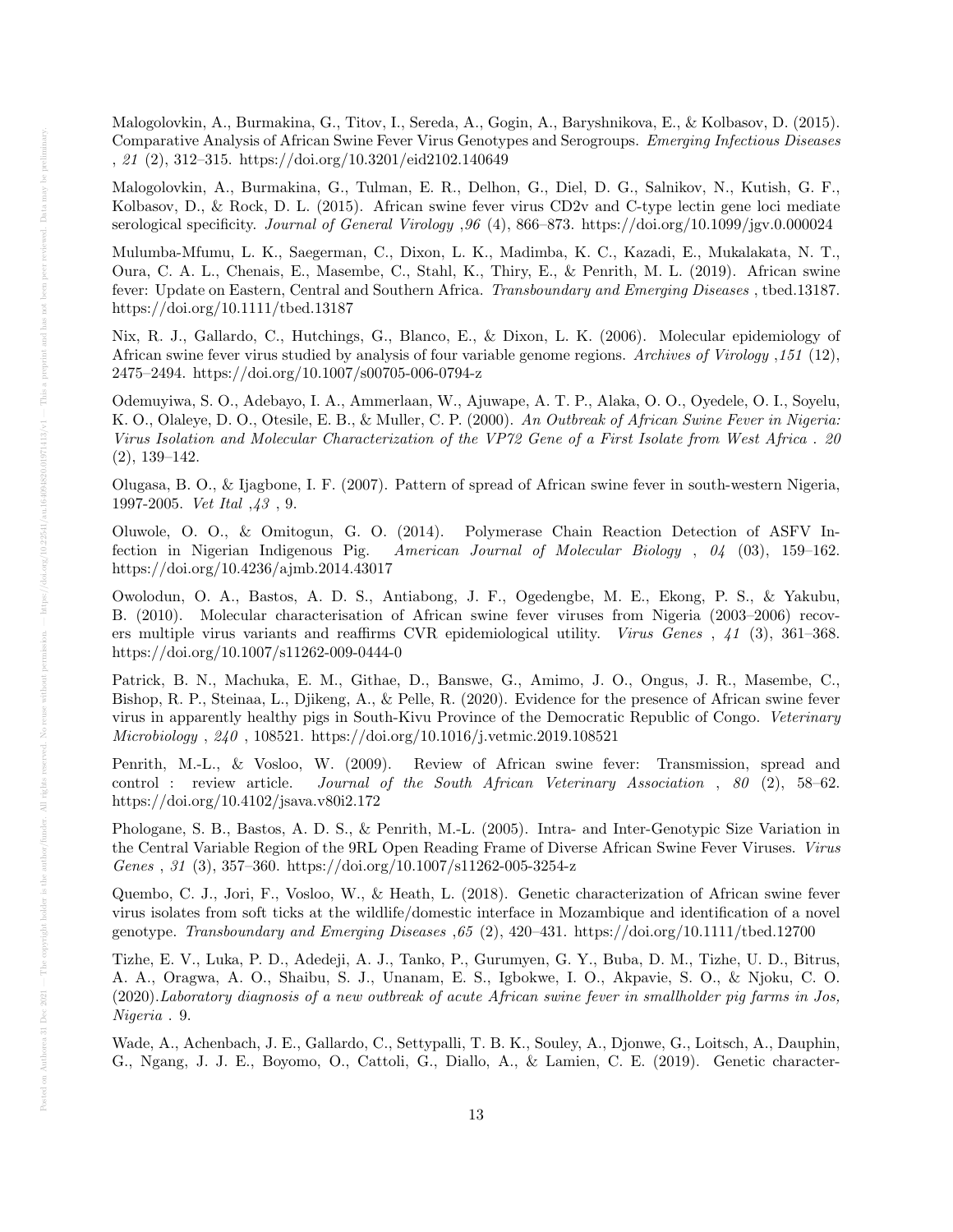Malogolovkin, A., Burmakina, G., Titov, I., Sereda, A., Gogin, A., Baryshnikova, E., & Kolbasov, D. (2015). Comparative Analysis of African Swine Fever Virus Genotypes and Serogroups. *Emerging Infectious Diseases* , *21* (2), 312–315. https://doi.org/10.3201/eid2102.140649

Malogolovkin, A., Burmakina, G., Tulman, E. R., Delhon, G., Diel, D. G., Salnikov, N., Kutish, G. F., Kolbasov, D., & Rock, D. L. (2015). African swine fever virus CD2v and C-type lectin gene loci mediate serological specificity. *Journal of General Virology* ,*96* (4), 866–873. https://doi.org/10.1099/jgv.0.000024

Mulumba-Mfumu, L. K., Saegerman, C., Dixon, L. K., Madimba, K. C., Kazadi, E., Mukalakata, N. T., Oura, C. A. L., Chenais, E., Masembe, C., Stahl, K., Thiry, E., & Penrith, M. L. (2019). African swine fever: Update on Eastern, Central and Southern Africa. *Transboundary and Emerging Diseases* , tbed.13187. https://doi.org/10.1111/tbed.13187

Nix, R. J., Gallardo, C., Hutchings, G., Blanco, E., & Dixon, L. K. (2006). Molecular epidemiology of African swine fever virus studied by analysis of four variable genome regions. *Archives of Virology* ,*151* (12), 2475–2494. https://doi.org/10.1007/s00705-006-0794-z

Odemuyiwa, S. O., Adebayo, I. A., Ammerlaan, W., Ajuwape, A. T. P., Alaka, O. O., Oyedele, O. I., Soyelu, K. O., Olaleye, D. O., Otesile, E. B., & Muller, C. P. (2000). *An Outbreak of African Swine Fever in Nigeria: Virus Isolation and Molecular Characterization of the VP72 Gene of a First Isolate from West Africa* . *20* (2), 139–142.

Olugasa, B. O., & Ijagbone, I. F. (2007). Pattern of spread of African swine fever in south-western Nigeria, 1997-2005. *Vet Ital* ,*43* , 9.

Oluwole, O. O., & Omitogun, G. O. (2014). Polymerase Chain Reaction Detection of ASFV Infection in Nigerian Indigenous Pig. *American Journal of Molecular Biology* , *04* (03), 159–162. https://doi.org/10.4236/ajmb.2014.43017

Owolodun, O. A., Bastos, A. D. S., Antiabong, J. F., Ogedengbe, M. E., Ekong, P. S., & Yakubu, B. (2010). Molecular characterisation of African swine fever viruses from Nigeria (2003–2006) recovers multiple virus variants and reaffirms CVR epidemiological utility. *Virus Genes* , *41* (3), 361–368. https://doi.org/10.1007/s11262-009-0444-0

Patrick, B. N., Machuka, E. M., Githae, D., Banswe, G., Amimo, J. O., Ongus, J. R., Masembe, C., Bishop, R. P., Steinaa, L., Djikeng, A., & Pelle, R. (2020). Evidence for the presence of African swine fever virus in apparently healthy pigs in South-Kivu Province of the Democratic Republic of Congo. *Veterinary Microbiology* , *240* , 108521. https://doi.org/10.1016/j.vetmic.2019.108521

Penrith, M.-L., & Vosloo, W. (2009). Review of African swine fever: Transmission, spread and control : review article. *Journal of the South African Veterinary Association* , *80* (2), 58–62. https://doi.org/10.4102/jsava.v80i2.172

Phologane, S. B., Bastos, A. D. S., & Penrith, M.-L. (2005). Intra- and Inter-Genotypic Size Variation in the Central Variable Region of the 9RL Open Reading Frame of Diverse African Swine Fever Viruses. *Virus Genes* , *31* (3), 357–360. https://doi.org/10.1007/s11262-005-3254-z

Quembo, C. J., Jori, F., Vosloo, W., & Heath, L. (2018). Genetic characterization of African swine fever virus isolates from soft ticks at the wildlife/domestic interface in Mozambique and identification of a novel genotype. *Transboundary and Emerging Diseases* ,*65* (2), 420–431. https://doi.org/10.1111/tbed.12700

Tizhe, E. V., Luka, P. D., Adedeji, A. J., Tanko, P., Gurumyen, G. Y., Buba, D. M., Tizhe, U. D., Bitrus, A. A., Oragwa, A. O., Shaibu, S. J., Unanam, E. S., Igbokwe, I. O., Akpavie, S. O., & Njoku, C. O. (2020).*Laboratory diagnosis of a new outbreak of acute African swine fever in smallholder pig farms in Jos, Nigeria* . 9.

Wade, A., Achenbach, J. E., Gallardo, C., Settypalli, T. B. K., Souley, A., Djonwe, G., Loitsch, A., Dauphin, G., Ngang, J. J. E., Boyomo, O., Cattoli, G., Diallo, A., & Lamien, C. E. (2019). Genetic character-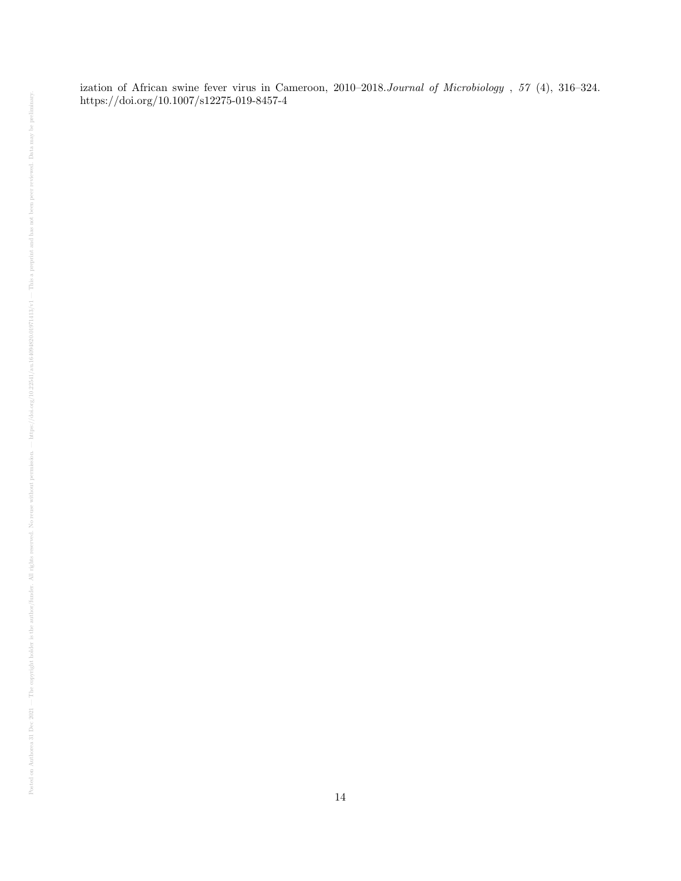ization of African swine fever virus in Cameroon, 2010–2018.*Journal of Microbiology* , *57* (4), 316–324. https://doi.org/10.1007/s12275-019-8457-4